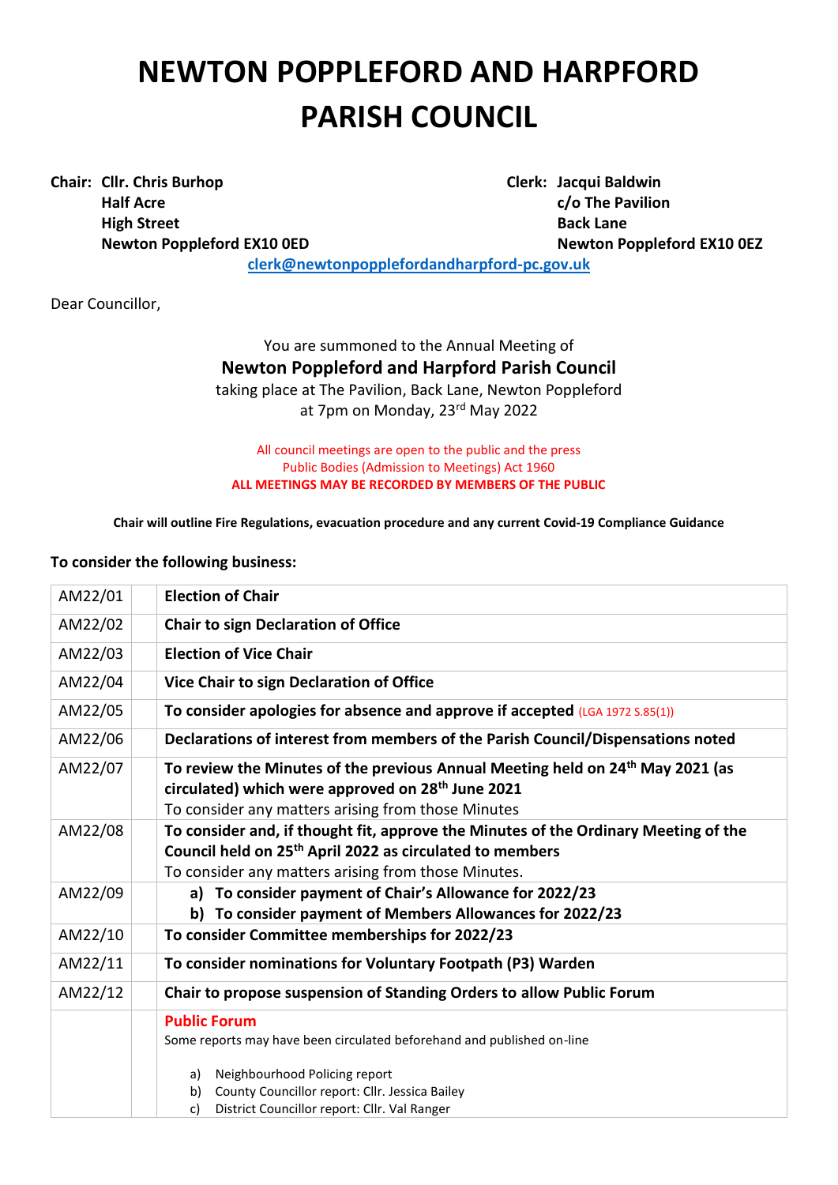# NEWTON POPPLEFORD AND HARPFORD PARISH COUNCIL

**Chair: Cllr. Chris Burhop**
**Half Acre**
**High Street**
**Newton Poppleford EX10 0ED**

**Clerk: Jacqui Baldwin**
**c/o The Pavilion**
**Back Lane**
**Newton Poppleford EX10 0EZ**

**clerk@newtonpopplefordandharpford-pc.gov.uk**

Dear Councillor,

You are summoned to the Annual Meeting of
**Newton Poppleford and Harpford Parish Council**
taking place at The Pavilion, Back Lane, Newton Poppleford
at 7pm on Monday, 23rd May 2022

All council meetings are open to the public and the press
Public Bodies (Admission to Meetings) Act 1960
**ALL MEETINGS MAY BE RECORDED BY MEMBERS OF THE PUBLIC**

**Chair will outline Fire Regulations, evacuation procedure and any current Covid-19 Compliance Guidance**

**To consider the following business:**

| | | |
|---|---|---|
| AM22/01 | | **Election of Chair** |
| AM22/02 | | **Chair to sign Declaration of Office** |
| AM22/03 | | **Election of Vice Chair** |
| AM22/04 | | **Vice Chair to sign Declaration of Office** |
| AM22/05 | | **To consider apologies for absence and approve if accepted** (LGA 1972 S.85(1)) |
| AM22/06 | | **Declarations of interest from members of the Parish Council/Dispensations noted** |
| AM22/07 | | **To review the Minutes of the previous Annual Meeting held on 24th May 2021 (as circulated) which were approved on 28th June 2021**<br>To consider any matters arising from those Minutes |
| AM22/08 | | **To consider and, if thought fit, approve the Minutes of the Ordinary Meeting of the Council held on 25th April 2022 as circulated to members**<br>To consider any matters arising from those Minutes. |
| AM22/09 | | **a) To consider payment of Chair's Allowance for 2022/23**<br>**b) To consider payment of Members Allowances for 2022/23** |
| AM22/10 | | **To consider Committee memberships for 2022/23** |
| AM22/11 | | **To consider nominations for Voluntary Footpath (P3) Warden** |
| AM22/12 | | **Chair to propose suspension of Standing Orders to allow Public Forum** |
| | | **Public Forum**<br>Some reports may have been circulated beforehand and published on-line<br><br>a) Neighbourhood Policing report<br>b) County Councillor report: Cllr. Jessica Bailey<br>c) District Councillor report: Cllr. Val Ranger |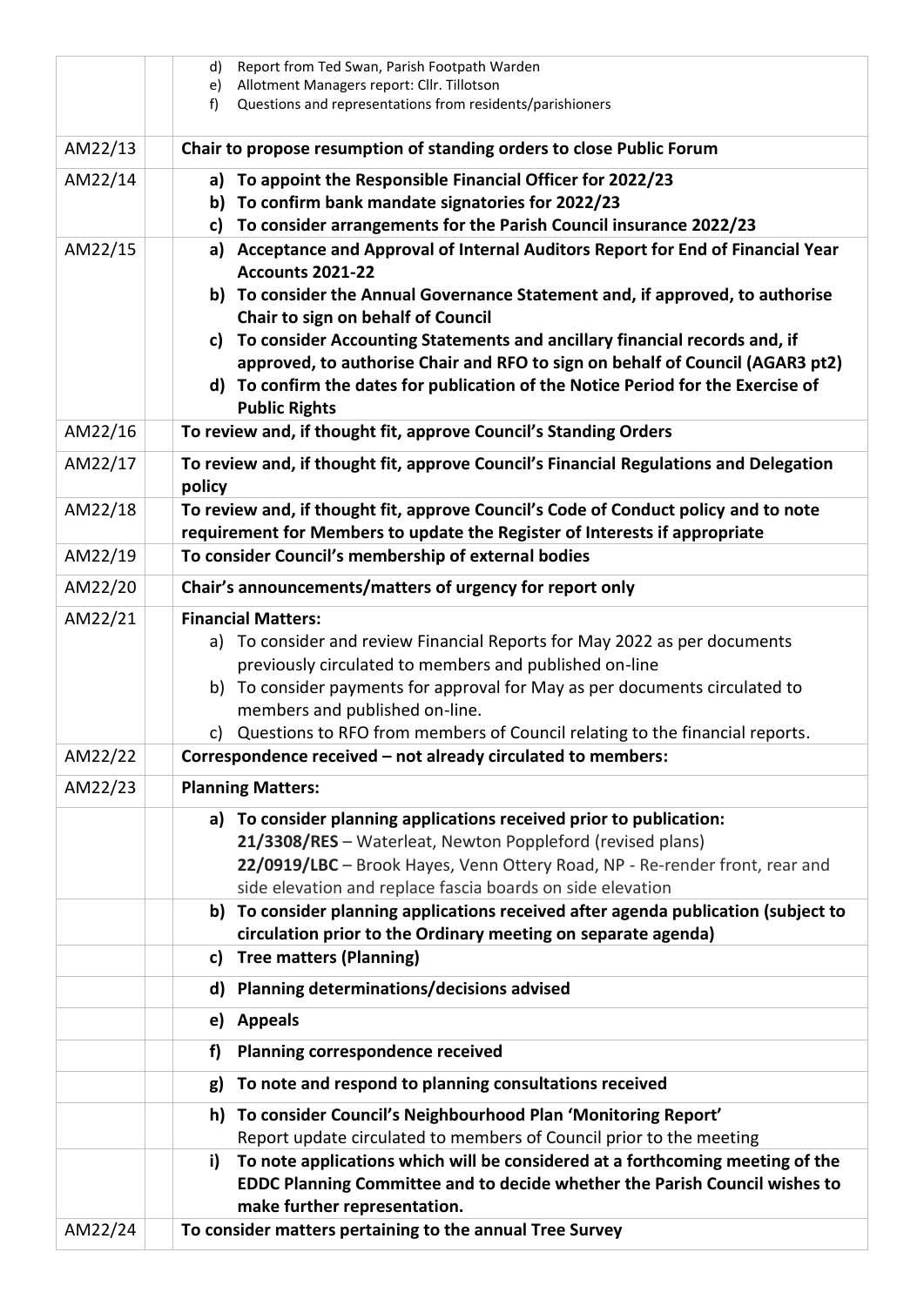| | | |
|---|---|---|
| | | d) Report from Ted Swan, Parish Footpath Warden<br>e) Allotment Managers report: Cllr. Tillotson<br>f) Questions and representations from residents/parishioners |
| AM22/13 | | **Chair to propose resumption of standing orders to close Public Forum** |
| AM22/14 | | **a) To appoint the Responsible Financial Officer for 2022/23**<br>**b) To confirm bank mandate signatories for 2022/23**<br>**c) To consider arrangements for the Parish Council insurance 2022/23** |
| AM22/15 | | **a) Acceptance and Approval of Internal Auditors Report for End of Financial Year Accounts 2021-22**<br>**b) To consider the Annual Governance Statement and, if approved, to authorise Chair to sign on behalf of Council**<br>**c) To consider Accounting Statements and ancillary financial records and, if approved, to authorise Chair and RFO to sign on behalf of Council (AGAR3 pt2)**<br>**d) To confirm the dates for publication of the Notice Period for the Exercise of Public Rights** |
| AM22/16 | | **To review and, if thought fit, approve Council's Standing Orders** |
| AM22/17 | | **To review and, if thought fit, approve Council's Financial Regulations and Delegation policy** |
| AM22/18 | | **To review and, if thought fit, approve Council's Code of Conduct policy and to note requirement for Members to update the Register of Interests if appropriate** |
| AM22/19 | | **To consider Council's membership of external bodies** |
| AM22/20 | | **Chair's announcements/matters of urgency for report only** |
| AM22/21 | | **Financial Matters:**<br>a) To consider and review Financial Reports for May 2022 as per documents previously circulated to members and published on-line<br>b) To consider payments for approval for May as per documents circulated to members and published on-line.<br>c) Questions to RFO from members of Council relating to the financial reports. |
| AM22/22 | | **Correspondence received – not already circulated to members:** |
| AM22/23 | | **Planning Matters:** |
| | | **a) To consider planning applications received prior to publication:**<br>**21/3308/RES** – Waterleat, Newton Poppleford (revised plans)<br>**22/0919/LBC** – Brook Hayes, Venn Ottery Road, NP - Re-render front, rear and side elevation and replace fascia boards on side elevation |
| | | **b) To consider planning applications received after agenda publication (subject to circulation prior to the Ordinary meeting on separate agenda)** |
| | | **c) Tree matters (Planning)** |
| | | **d) Planning determinations/decisions advised** |
| | | **e) Appeals** |
| | | **f) Planning correspondence received** |
| | | **g) To note and respond to planning consultations received** |
| | | **h) To consider Council's Neighbourhood Plan 'Monitoring Report'**<br>Report update circulated to members of Council prior to the meeting |
| | | **i) To note applications which will be considered at a forthcoming meeting of the EDDC Planning Committee and to decide whether the Parish Council wishes to make further representation.** |
| AM22/24 | | **To consider matters pertaining to the annual Tree Survey** |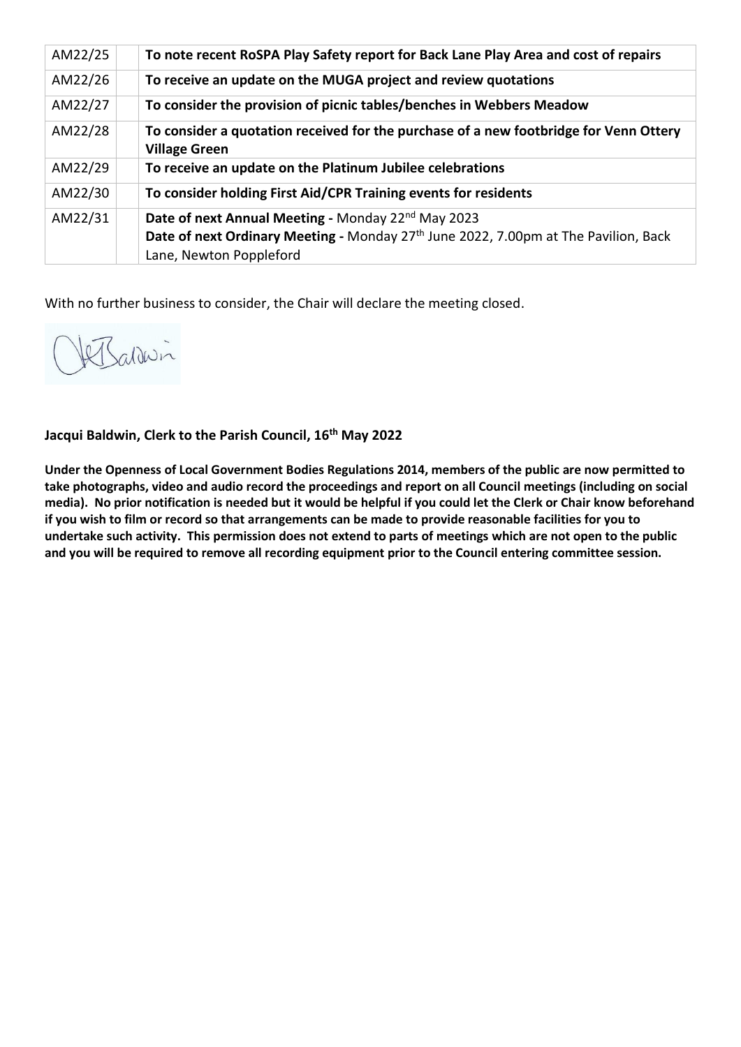| | | |
|---|---|---|
| AM22/25 | | **To note recent RoSPA Play Safety report for Back Lane Play Area and cost of repairs** |
| AM22/26 | | **To receive an update on the MUGA project and review quotations** |
| AM22/27 | | **To consider the provision of picnic tables/benches in Webbers Meadow** |
| AM22/28 | | **To consider a quotation received for the purchase of a new footbridge for Venn Ottery Village Green** |
| AM22/29 | | **To receive an update on the Platinum Jubilee celebrations** |
| AM22/30 | | **To consider holding First Aid/CPR Training events for residents** |
| AM22/31 | | **Date of next Annual Meeting -** Monday 22nd May 2023<br>**Date of next Ordinary Meeting -** Monday 27th June 2022, 7.00pm at The Pavilion, Back Lane, Newton Poppleford |

With no further business to consider, the Chair will declare the meeting closed.

**Jacqui Baldwin, Clerk to the Parish Council, 16th May 2022**

**Under the Openness of Local Government Bodies Regulations 2014, members of the public are now permitted to take photographs, video and audio record the proceedings and report on all Council meetings (including on social media). No prior notification is needed but it would be helpful if you could let the Clerk or Chair know beforehand if you wish to film or record so that arrangements can be made to provide reasonable facilities for you to undertake such activity. This permission does not extend to parts of meetings which are not open to the public and you will be required to remove all recording equipment prior to the Council entering committee session.**